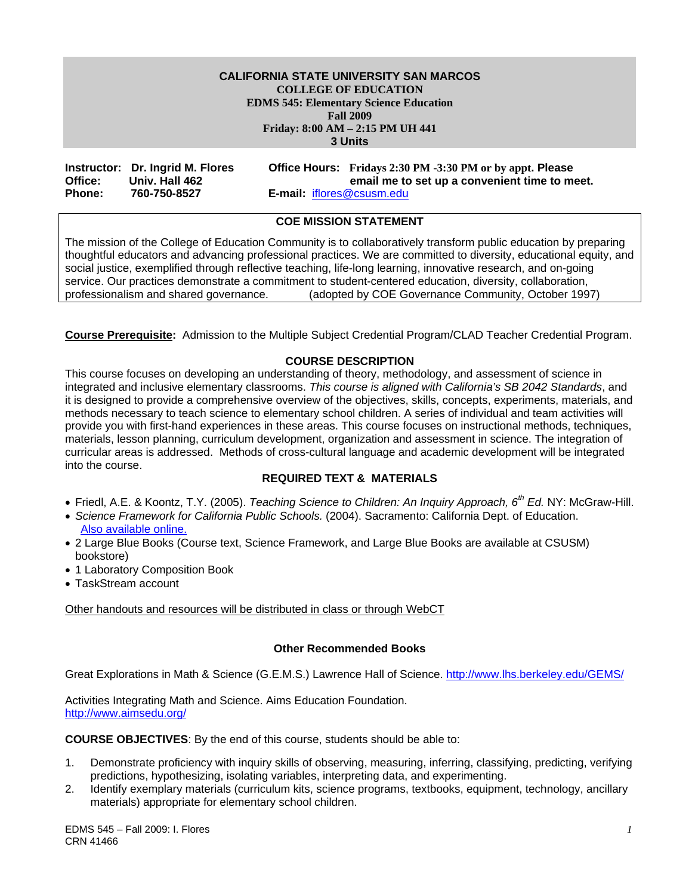**CALIFORNIA STATE UNIVERSITY SAN MARCOS**
**COLLEGE OF EDUCATION**
**EDMS 545: Elementary Science Education**
**Fall 2009**
**Friday: 8:00 AM – 2:15 PM UH 441**
**3 Units**

**Instructor:** **Dr. Ingrid M. Flores**
**Office:** **Univ. Hall 462**
**Phone:** **760-750-8527**

**Office Hours:** **Fridays 2:30 PM -3:30 PM or by appt. Please email me to set up a convenient time to meet.**
**E-mail:** iflores@csusm.edu

## COE MISSION STATEMENT

The mission of the College of Education Community is to collaboratively transform public education by preparing thoughtful educators and advancing professional practices. We are committed to diversity, educational equity, and social justice, exemplified through reflective teaching, life-long learning, innovative research, and on-going service. Our practices demonstrate a commitment to student-centered education, diversity, collaboration, professionalism and shared governance. (adopted by COE Governance Community, October 1997)

**Course Prerequisite:** Admission to the Multiple Subject Credential Program/CLAD Teacher Credential Program.

## COURSE DESCRIPTION

This course focuses on developing an understanding of theory, methodology, and assessment of science in integrated and inclusive elementary classrooms. *This course is aligned with California's SB 2042 Standards*, and it is designed to provide a comprehensive overview of the objectives, skills, concepts, experiments, materials, and methods necessary to teach science to elementary school children. A series of individual and team activities will provide you with first-hand experiences in these areas. This course focuses on instructional methods, techniques, materials, lesson planning, curriculum development, organization and assessment in science. The integration of curricular areas is addressed. Methods of cross-cultural language and academic development will be integrated into the course.

## REQUIRED TEXT & MATERIALS

- Friedl, A.E. & Koontz, T.Y. (2005). *Teaching Science to Children: An Inquiry Approach, 6th Ed.* NY: McGraw-Hill.
- *Science Framework for California Public Schools.* (2004). Sacramento: California Dept. of Education. Also available online.
- 2 Large Blue Books (Course text, Science Framework, and Large Blue Books are available at CSUSM) bookstore)
- 1 Laboratory Composition Book
- TaskStream account

Other handouts and resources will be distributed in class or through WebCT

### Other Recommended Books

Great Explorations in Math & Science (G.E.M.S.) Lawrence Hall of Science. http://www.lhs.berkeley.edu/GEMS/

Activities Integrating Math and Science. Aims Education Foundation. http://www.aimsedu.org/

**COURSE OBJECTIVES**: By the end of this course, students should be able to:

1. Demonstrate proficiency with inquiry skills of observing, measuring, inferring, classifying, predicting, verifying predictions, hypothesizing, isolating variables, interpreting data, and experimenting.
2. Identify exemplary materials (curriculum kits, science programs, textbooks, equipment, technology, ancillary materials) appropriate for elementary school children.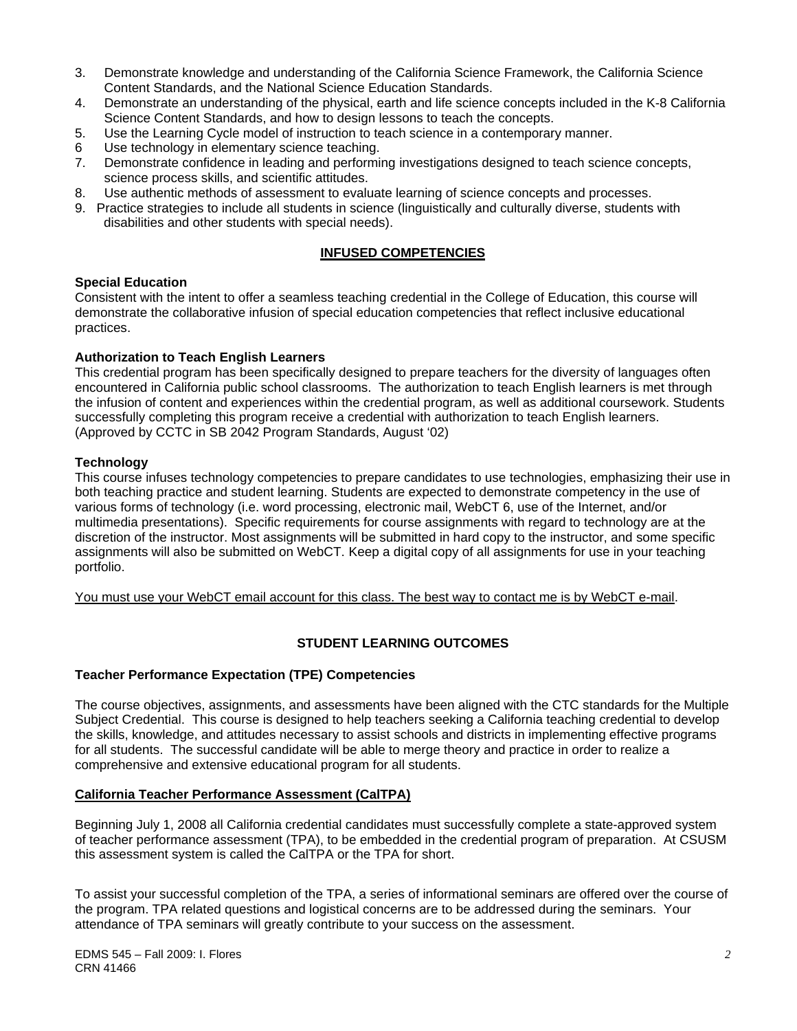3. Demonstrate knowledge and understanding of the California Science Framework, the California Science Content Standards, and the National Science Education Standards.
4. Demonstrate an understanding of the physical, earth and life science concepts included in the K-8 California Science Content Standards, and how to design lessons to teach the concepts.
5. Use the Learning Cycle model of instruction to teach science in a contemporary manner.
6. Use technology in elementary science teaching.
7. Demonstrate confidence in leading and performing investigations designed to teach science concepts, science process skills, and scientific attitudes.
8. Use authentic methods of assessment to evaluate learning of science concepts and processes.
9. Practice strategies to include all students in science (linguistically and culturally diverse, students with disabilities and other students with special needs).

## INFUSED COMPETENCIES

**Special Education**

Consistent with the intent to offer a seamless teaching credential in the College of Education, this course will demonstrate the collaborative infusion of special education competencies that reflect inclusive educational practices.

**Authorization to Teach English Learners**

This credential program has been specifically designed to prepare teachers for the diversity of languages often encountered in California public school classrooms. The authorization to teach English learners is met through the infusion of content and experiences within the credential program, as well as additional coursework. Students successfully completing this program receive a credential with authorization to teach English learners. (Approved by CCTC in SB 2042 Program Standards, August '02)

**Technology**

This course infuses technology competencies to prepare candidates to use technologies, emphasizing their use in both teaching practice and student learning. Students are expected to demonstrate competency in the use of various forms of technology (i.e. word processing, electronic mail, WebCT 6, use of the Internet, and/or multimedia presentations). Specific requirements for course assignments with regard to technology are at the discretion of the instructor. Most assignments will be submitted in hard copy to the instructor, and some specific assignments will also be submitted on WebCT. Keep a digital copy of all assignments for use in your teaching portfolio.

<u>You must use your WebCT email account for this class. The best way to contact me is by WebCT e-mail</u>.

## STUDENT LEARNING OUTCOMES

**Teacher Performance Expectation (TPE) Competencies**

The course objectives, assignments, and assessments have been aligned with the CTC standards for the Multiple Subject Credential. This course is designed to help teachers seeking a California teaching credential to develop the skills, knowledge, and attitudes necessary to assist schools and districts in implementing effective programs for all students. The successful candidate will be able to merge theory and practice in order to realize a comprehensive and extensive educational program for all students.

**<u>California Teacher Performance Assessment (CalTPA)</u>**

Beginning July 1, 2008 all California credential candidates must successfully complete a state-approved system of teacher performance assessment (TPA), to be embedded in the credential program of preparation. At CSUSM this assessment system is called the CalTPA or the TPA for short.

To assist your successful completion of the TPA, a series of informational seminars are offered over the course of the program. TPA related questions and logistical concerns are to be addressed during the seminars. Your attendance of TPA seminars will greatly contribute to your success on the assessment.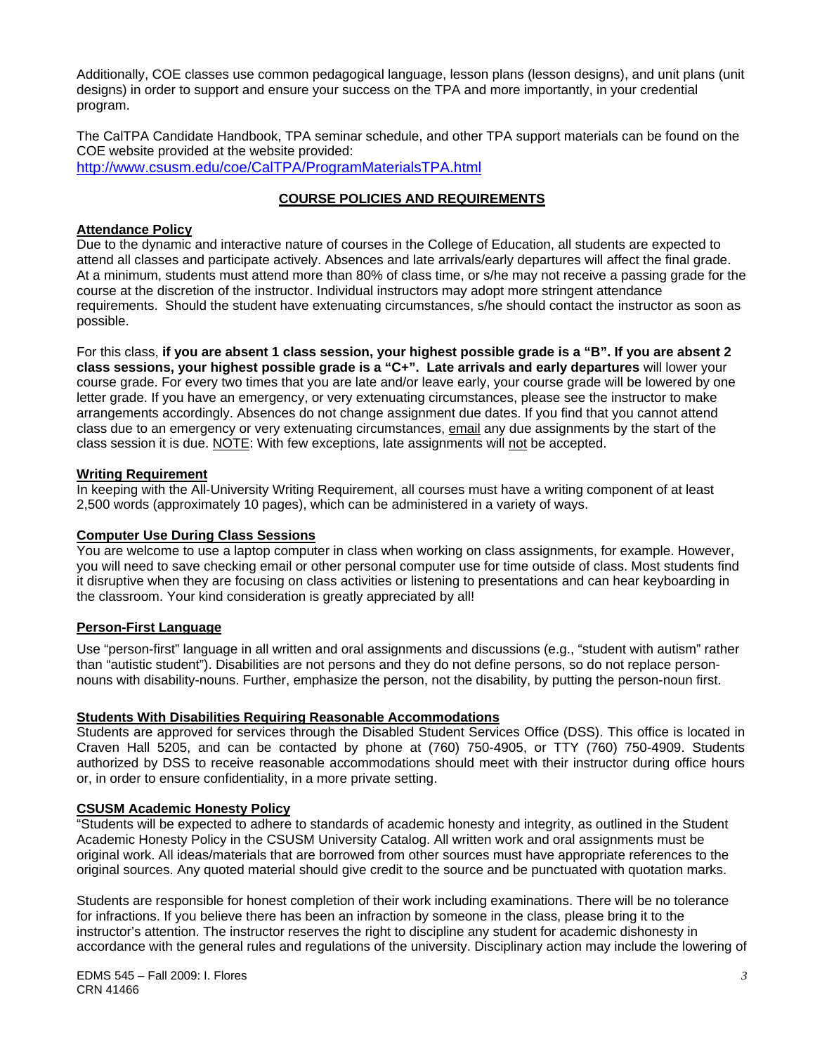Additionally, COE classes use common pedagogical language, lesson plans (lesson designs), and unit plans (unit designs) in order to support and ensure your success on the TPA and more importantly, in your credential program.

The CalTPA Candidate Handbook, TPA seminar schedule, and other TPA support materials can be found on the COE website provided at the website provided: http://www.csusm.edu/coe/CalTPA/ProgramMaterialsTPA.html

## COURSE POLICIES AND REQUIREMENTS

### Attendance Policy

Due to the dynamic and interactive nature of courses in the College of Education, all students are expected to attend all classes and participate actively. Absences and late arrivals/early departures will affect the final grade. At a minimum, students must attend more than 80% of class time, or s/he may not receive a passing grade for the course at the discretion of the instructor. Individual instructors may adopt more stringent attendance requirements. Should the student have extenuating circumstances, s/he should contact the instructor as soon as possible.

For this class, **if you are absent 1 class session, your highest possible grade is a "B". If you are absent 2 class sessions, your highest possible grade is a "C+". Late arrivals and early departures** will lower your course grade. For every two times that you are late and/or leave early, your course grade will be lowered by one letter grade. If you have an emergency, or very extenuating circumstances, please see the instructor to make arrangements accordingly. Absences do not change assignment due dates. If you find that you cannot attend class due to an emergency or very extenuating circumstances, email any due assignments by the start of the class session it is due. NOTE: With few exceptions, late assignments will not be accepted.

### Writing Requirement

In keeping with the All-University Writing Requirement, all courses must have a writing component of at least 2,500 words (approximately 10 pages), which can be administered in a variety of ways.

### Computer Use During Class Sessions

You are welcome to use a laptop computer in class when working on class assignments, for example. However, you will need to save checking email or other personal computer use for time outside of class. Most students find it disruptive when they are focusing on class activities or listening to presentations and can hear keyboarding in the classroom. Your kind consideration is greatly appreciated by all!

### Person-First Language

Use "person-first" language in all written and oral assignments and discussions (e.g., "student with autism" rather than "autistic student"). Disabilities are not persons and they do not define persons, so do not replace person-nouns with disability-nouns. Further, emphasize the person, not the disability, by putting the person-noun first.

### Students With Disabilities Requiring Reasonable Accommodations

Students are approved for services through the Disabled Student Services Office (DSS). This office is located in Craven Hall 5205, and can be contacted by phone at (760) 750-4905, or TTY (760) 750-4909. Students authorized by DSS to receive reasonable accommodations should meet with their instructor during office hours or, in order to ensure confidentiality, in a more private setting.

### CSUSM Academic Honesty Policy

"Students will be expected to adhere to standards of academic honesty and integrity, as outlined in the Student Academic Honesty Policy in the CSUSM University Catalog. All written work and oral assignments must be original work. All ideas/materials that are borrowed from other sources must have appropriate references to the original sources. Any quoted material should give credit to the source and be punctuated with quotation marks.

Students are responsible for honest completion of their work including examinations. There will be no tolerance for infractions. If you believe there has been an infraction by someone in the class, please bring it to the instructor's attention. The instructor reserves the right to discipline any student for academic dishonesty in accordance with the general rules and regulations of the university. Disciplinary action may include the lowering of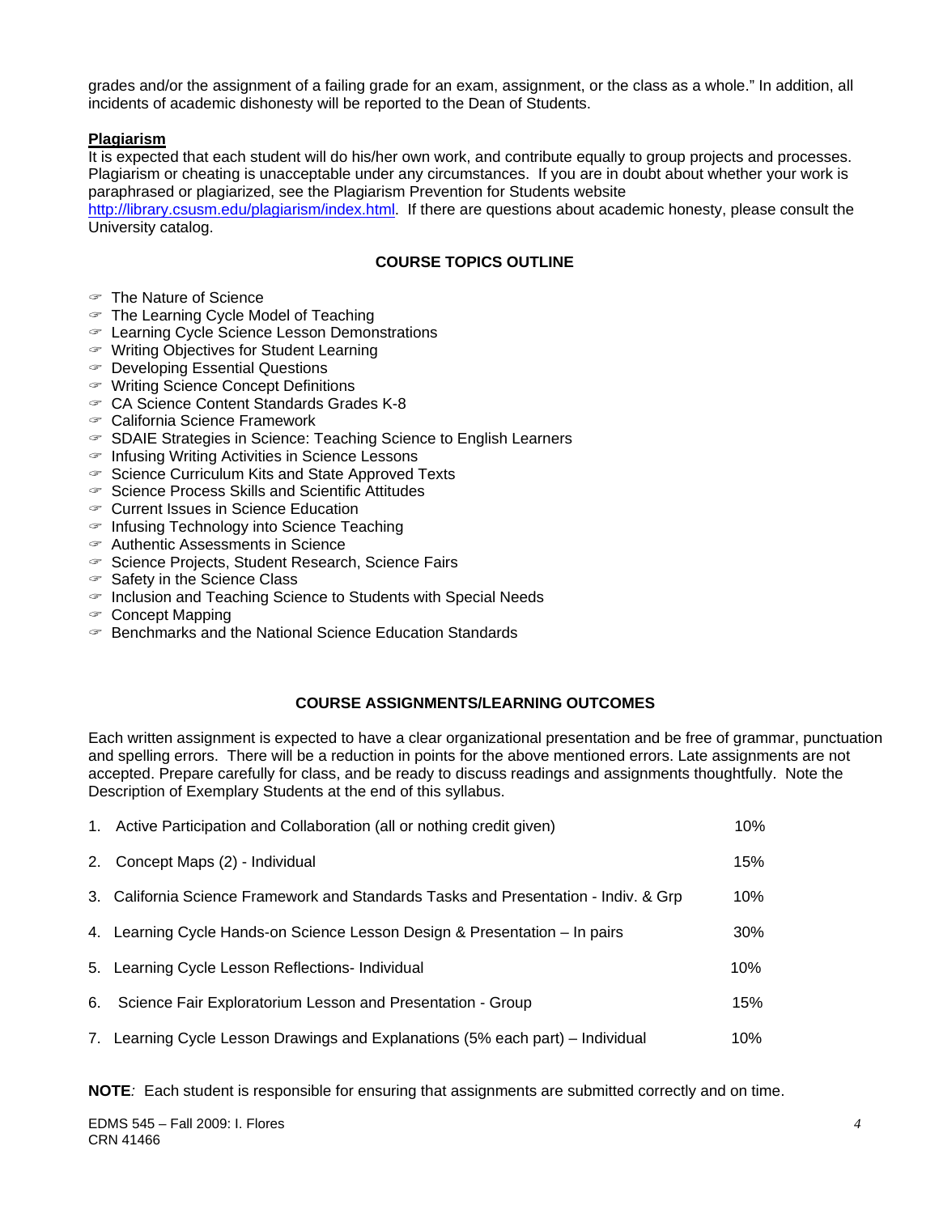grades and/or the assignment of a failing grade for an exam, assignment, or the class as a whole." In addition, all incidents of academic dishonesty will be reported to the Dean of Students.

**Plagiarism**

It is expected that each student will do his/her own work, and contribute equally to group projects and processes. Plagiarism or cheating is unacceptable under any circumstances. If you are in doubt about whether your work is paraphrased or plagiarized, see the Plagiarism Prevention for Students website http://library.csusm.edu/plagiarism/index.html. If there are questions about academic honesty, please consult the University catalog.

## COURSE TOPICS OUTLINE

- The Nature of Science
- The Learning Cycle Model of Teaching
- Learning Cycle Science Lesson Demonstrations
- Writing Objectives for Student Learning
- Developing Essential Questions
- Writing Science Concept Definitions
- CA Science Content Standards Grades K-8
- California Science Framework
- SDAIE Strategies in Science: Teaching Science to English Learners
- Infusing Writing Activities in Science Lessons
- Science Curriculum Kits and State Approved Texts
- Science Process Skills and Scientific Attitudes
- Current Issues in Science Education
- Infusing Technology into Science Teaching
- Authentic Assessments in Science
- Science Projects, Student Research, Science Fairs
- Safety in the Science Class
- Inclusion and Teaching Science to Students with Special Needs
- Concept Mapping
- Benchmarks and the National Science Education Standards

## COURSE ASSIGNMENTS/LEARNING OUTCOMES

Each written assignment is expected to have a clear organizational presentation and be free of grammar, punctuation and spelling errors. There will be a reduction in points for the above mentioned errors. Late assignments are not accepted. Prepare carefully for class, and be ready to discuss readings and assignments thoughtfully. Note the Description of Exemplary Students at the end of this syllabus.

| Assignment | Weight |
|---|---|
| 1. Active Participation and Collaboration (all or nothing credit given) | 10% |
| 2. Concept Maps (2) - Individual | 15% |
| 3. California Science Framework and Standards Tasks and Presentation - Indiv. & Grp | 10% |
| 4. Learning Cycle Hands-on Science Lesson Design & Presentation – In pairs | 30% |
| 5. Learning Cycle Lesson Reflections- Individual | 10% |
| 6. Science Fair Exploratorium Lesson and Presentation - Group | 15% |
| 7. Learning Cycle Lesson Drawings and Explanations (5% each part) – Individual | 10% |

**NOTE***:* Each student is responsible for ensuring that assignments are submitted correctly and on time.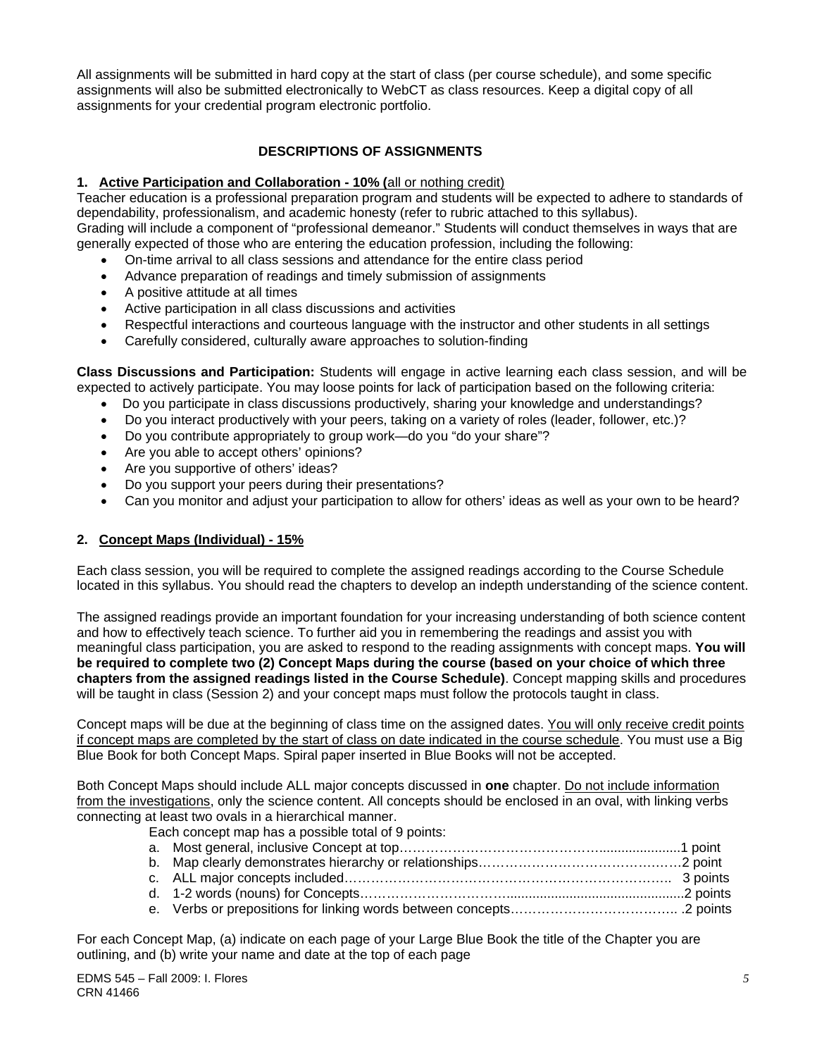All assignments will be submitted in hard copy at the start of class (per course schedule), and some specific assignments will also be submitted electronically to WebCT as class resources. Keep a digital copy of all assignments for your credential program electronic portfolio.

## DESCRIPTIONS OF ASSIGNMENTS

### 1. Active Participation and Collaboration - 10% (all or nothing credit)

Teacher education is a professional preparation program and students will be expected to adhere to standards of dependability, professionalism, and academic honesty (refer to rubric attached to this syllabus).
Grading will include a component of "professional demeanor." Students will conduct themselves in ways that are generally expected of those who are entering the education profession, including the following:

- On-time arrival to all class sessions and attendance for the entire class period
- Advance preparation of readings and timely submission of assignments
- A positive attitude at all times
- Active participation in all class discussions and activities
- Respectful interactions and courteous language with the instructor and other students in all settings
- Carefully considered, culturally aware approaches to solution-finding

**Class Discussions and Participation:** Students will engage in active learning each class session, and will be expected to actively participate. You may loose points for lack of participation based on the following criteria:

- Do you participate in class discussions productively, sharing your knowledge and understandings?
- Do you interact productively with your peers, taking on a variety of roles (leader, follower, etc.)?
- Do you contribute appropriately to group work—do you "do your share"?
- Are you able to accept others' opinions?
- Are you supportive of others' ideas?
- Do you support your peers during their presentations?
- Can you monitor and adjust your participation to allow for others' ideas as well as your own to be heard?

### 2. Concept Maps (Individual) - 15%

Each class session, you will be required to complete the assigned readings according to the Course Schedule located in this syllabus. You should read the chapters to develop an indepth understanding of the science content.

The assigned readings provide an important foundation for your increasing understanding of both science content and how to effectively teach science. To further aid you in remembering the readings and assist you with meaningful class participation, you are asked to respond to the reading assignments with concept maps. **You will be required to complete two (2) Concept Maps during the course (based on your choice of which three chapters from the assigned readings listed in the Course Schedule)**. Concept mapping skills and procedures will be taught in class (Session 2) and your concept maps must follow the protocols taught in class.

Concept maps will be due at the beginning of class time on the assigned dates. <u>You will only receive credit points if concept maps are completed by the start of class on date indicated in the course schedule</u>. You must use a Big Blue Book for both Concept Maps. Spiral paper inserted in Blue Books will not be accepted.

Both Concept Maps should include ALL major concepts discussed in **one** chapter. <u>Do not include information from the investigations</u>, only the science content. All concepts should be enclosed in an oval, with linking verbs connecting at least two ovals in a hierarchical manner.

Each concept map has a possible total of 9 points:

a. Most general, inclusive Concept at top……………………………………......................1 point
b. Map clearly demonstrates hierarchy or relationships………………………………………2 point
c. ALL major concepts included………………………………………………………………….. 3 points
d. 1-2 words (nouns) for Concepts…………………………..............................................2 points
e. Verbs or prepositions for linking words between concepts……………………………….. .2 points

For each Concept Map, (a) indicate on each page of your Large Blue Book the title of the Chapter you are outlining, and (b) write your name and date at the top of each page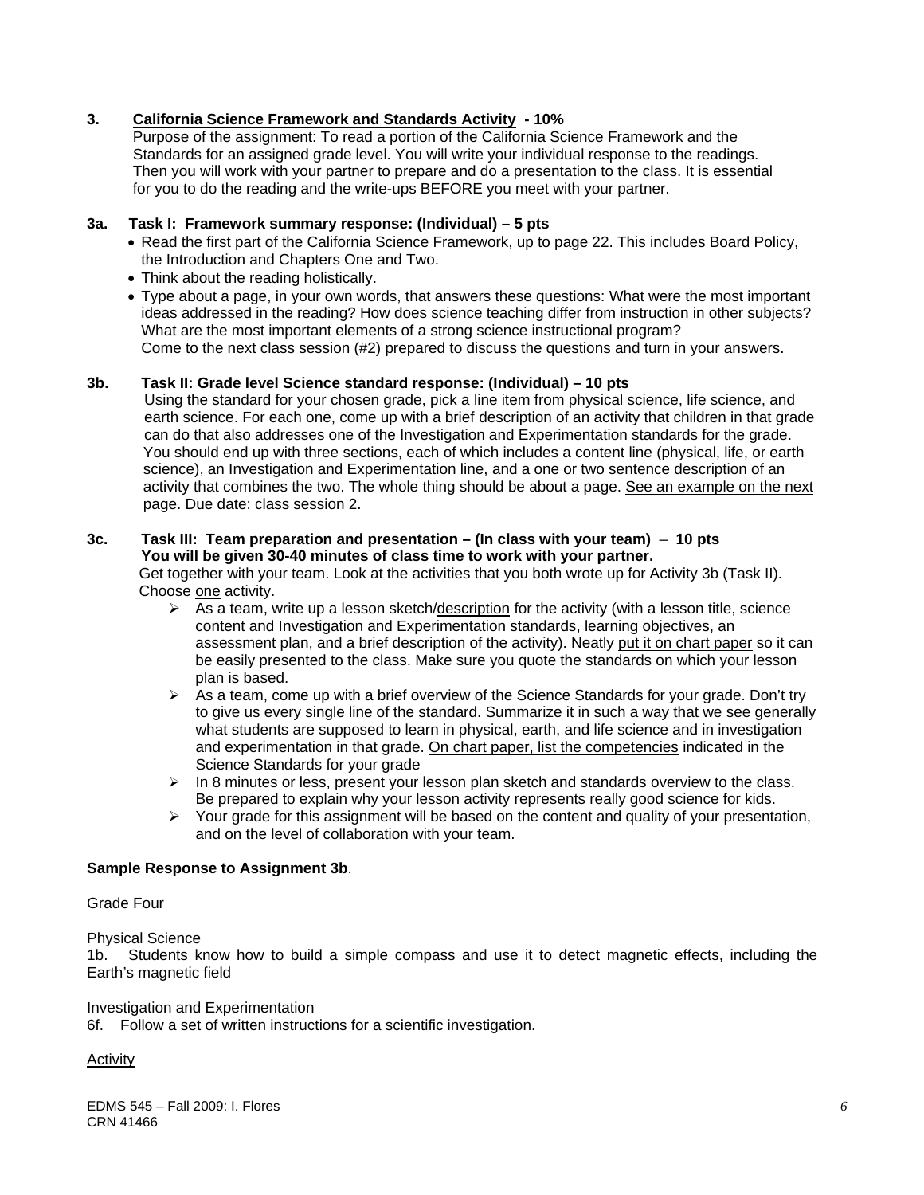### 3. California Science Framework and Standards Activity - 10%

Purpose of the assignment: To read a portion of the California Science Framework and the Standards for an assigned grade level. You will write your individual response to the readings. Then you will work with your partner to prepare and do a presentation to the class. It is essential for you to do the reading and the write-ups BEFORE you meet with your partner.

**3a. Task I: Framework summary response: (Individual) – 5 pts**

- Read the first part of the California Science Framework, up to page 22. This includes Board Policy, the Introduction and Chapters One and Two.
- Think about the reading holistically.
- Type about a page, in your own words, that answers these questions: What were the most important ideas addressed in the reading? How does science teaching differ from instruction in other subjects? What are the most important elements of a strong science instructional program?
  Come to the next class session (#2) prepared to discuss the questions and turn in your answers.

**3b. Task II: Grade level Science standard response: (Individual) – 10 pts**

Using the standard for your chosen grade, pick a line item from physical science, life science, and earth science. For each one, come up with a brief description of an activity that children in that grade can do that also addresses one of the Investigation and Experimentation standards for the grade. You should end up with three sections, each of which includes a content line (physical, life, or earth science), an Investigation and Experimentation line, and a one or two sentence description of an activity that combines the two. The whole thing should be about a page. See an example on the next page. Due date: class session 2.

**3c. Task III: Team preparation and presentation – (In class with your team) – 10 pts**
**You will be given 30-40 minutes of class time to work with your partner.**

Get together with your team. Look at the activities that you both wrote up for Activity 3b (Task II). Choose one activity.

- As a team, write up a lesson sketch/description for the activity (with a lesson title, science content and Investigation and Experimentation standards, learning objectives, an assessment plan, and a brief description of the activity). Neatly put it on chart paper so it can be easily presented to the class. Make sure you quote the standards on which your lesson plan is based.
- As a team, come up with a brief overview of the Science Standards for your grade. Don't try to give us every single line of the standard. Summarize it in such a way that we see generally what students are supposed to learn in physical, earth, and life science and in investigation and experimentation in that grade. On chart paper, list the competencies indicated in the Science Standards for your grade
- In 8 minutes or less, present your lesson plan sketch and standards overview to the class. Be prepared to explain why your lesson activity represents really good science for kids.
- Your grade for this assignment will be based on the content and quality of your presentation, and on the level of collaboration with your team.

**Sample Response to Assignment 3b**.

Grade Four

Physical Science
1b. Students know how to build a simple compass and use it to detect magnetic effects, including the Earth's magnetic field

Investigation and Experimentation
6f. Follow a set of written instructions for a scientific investigation.

Activity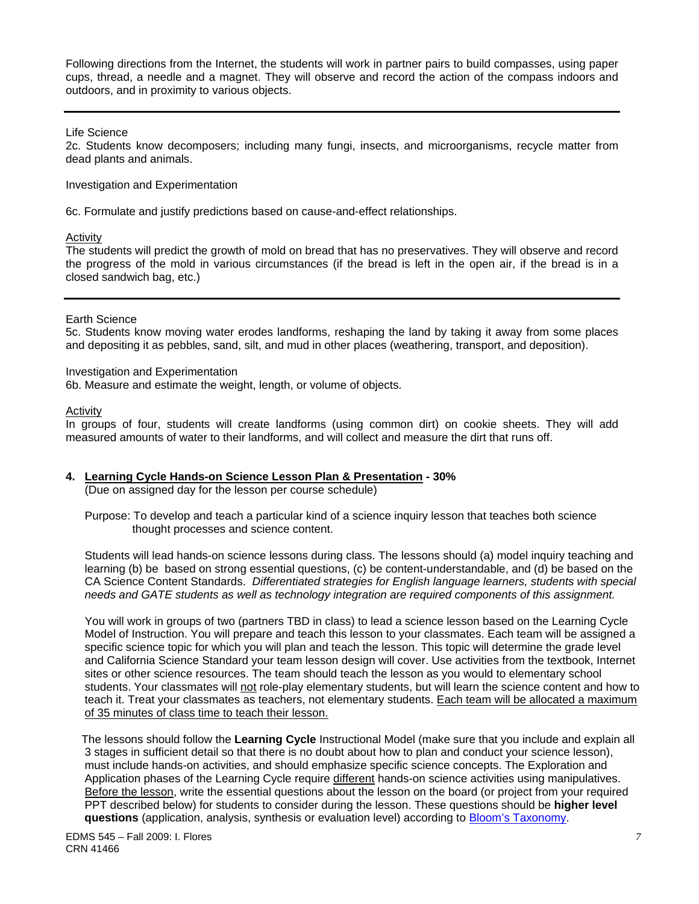Following directions from the Internet, the students will work in partner pairs to build compasses, using paper cups, thread, a needle and a magnet. They will observe and record the action of the compass indoors and outdoors, and in proximity to various objects.

---

Life Science
2c. Students know decomposers; including many fungi, insects, and microorganisms, recycle matter from dead plants and animals.

Investigation and Experimentation

6c. Formulate and justify predictions based on cause-and-effect relationships.

Activity
The students will predict the growth of mold on bread that has no preservatives. They will observe and record the progress of the mold in various circumstances (if the bread is left in the open air, if the bread is in a closed sandwich bag, etc.)

---

Earth Science
5c. Students know moving water erodes landforms, reshaping the land by taking it away from some places and depositing it as pebbles, sand, silt, and mud in other places (weathering, transport, and deposition).

Investigation and Experimentation
6b. Measure and estimate the weight, length, or volume of objects.

Activity
In groups of four, students will create landforms (using common dirt) on cookie sheets. They will add measured amounts of water to their landforms, and will collect and measure the dirt that runs off.

**4. Learning Cycle Hands-on Science Lesson Plan & Presentation - 30%**
(Due on assigned day for the lesson per course schedule)

Purpose: To develop and teach a particular kind of a science inquiry lesson that teaches both science thought processes and science content.

Students will lead hands-on science lessons during class. The lessons should (a) model inquiry teaching and learning (b) be based on strong essential questions, (c) be content-understandable, and (d) be based on the CA Science Content Standards. *Differentiated strategies for English language learners, students with special needs and GATE students as well as technology integration are required components of this assignment.*

You will work in groups of two (partners TBD in class) to lead a science lesson based on the Learning Cycle Model of Instruction. You will prepare and teach this lesson to your classmates. Each team will be assigned a specific science topic for which you will plan and teach the lesson. This topic will determine the grade level and California Science Standard your team lesson design will cover. Use activities from the textbook, Internet sites or other science resources. The team should teach the lesson as you would to elementary school students. Your classmates will not role-play elementary students, but will learn the science content and how to teach it. Treat your classmates as teachers, not elementary students. Each team will be allocated a maximum of 35 minutes of class time to teach their lesson.

The lessons should follow the **Learning Cycle** Instructional Model (make sure that you include and explain all 3 stages in sufficient detail so that there is no doubt about how to plan and conduct your science lesson), must include hands-on activities, and should emphasize specific science concepts. The Exploration and Application phases of the Learning Cycle require different hands-on science activities using manipulatives. Before the lesson, write the essential questions about the lesson on the board (or project from your required PPT described below) for students to consider during the lesson. These questions should be **higher level questions** (application, analysis, synthesis or evaluation level) according to Bloom's Taxonomy.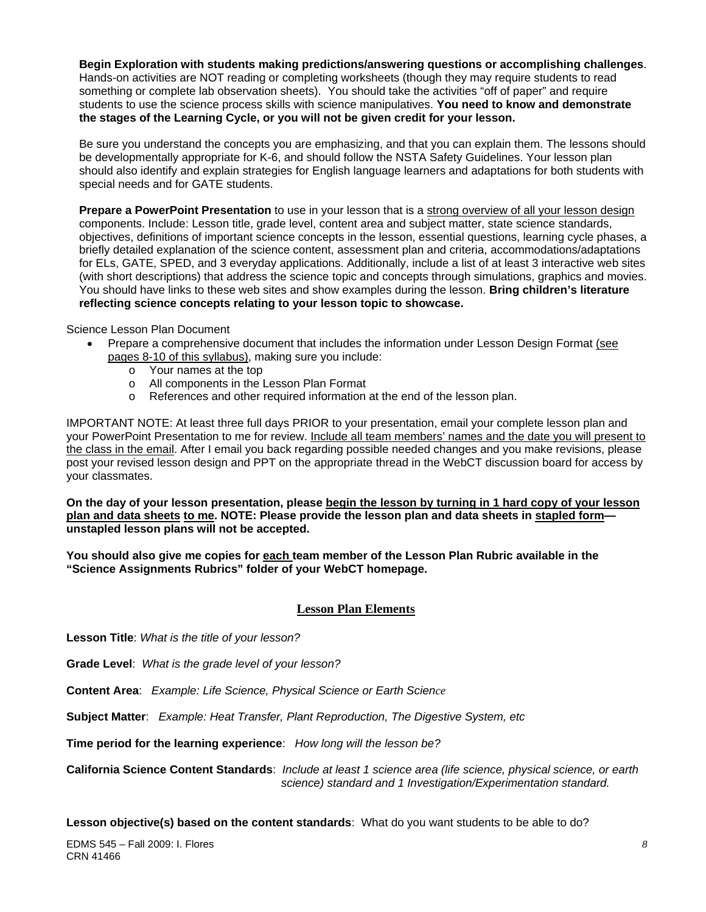**Begin Exploration with students making predictions/answering questions or accomplishing challenges**. Hands-on activities are NOT reading or completing worksheets (though they may require students to read something or complete lab observation sheets). You should take the activities "off of paper" and require students to use the science process skills with science manipulatives. **You need to know and demonstrate the stages of the Learning Cycle, or you will not be given credit for your lesson.**

Be sure you understand the concepts you are emphasizing, and that you can explain them. The lessons should be developmentally appropriate for K-6, and should follow the NSTA Safety Guidelines. Your lesson plan should also identify and explain strategies for English language learners and adaptations for both students with special needs and for GATE students.

**Prepare a PowerPoint Presentation** to use in your lesson that is a strong overview of all your lesson design components. Include: Lesson title, grade level, content area and subject matter, state science standards, objectives, definitions of important science concepts in the lesson, essential questions, learning cycle phases, a briefly detailed explanation of the science content, assessment plan and criteria, accommodations/adaptations for ELs, GATE, SPED, and 3 everyday applications. Additionally, include a list of at least 3 interactive web sites (with short descriptions) that address the science topic and concepts through simulations, graphics and movies. You should have links to these web sites and show examples during the lesson. **Bring children's literature reflecting science concepts relating to your lesson topic to showcase.**

Science Lesson Plan Document

- Prepare a comprehensive document that includes the information under Lesson Design Format (see pages 8-10 of this syllabus), making sure you include:
  - Your names at the top
  - All components in the Lesson Plan Format
  - References and other required information at the end of the lesson plan.

IMPORTANT NOTE: At least three full days PRIOR to your presentation, email your complete lesson plan and your PowerPoint Presentation to me for review. Include all team members' names and the date you will present to the class in the email. After I email you back regarding possible needed changes and you make revisions, please post your revised lesson design and PPT on the appropriate thread in the WebCT discussion board for access by your classmates.

**On the day of your lesson presentation, please begin the lesson by turning in 1 hard copy of your lesson plan and data sheets to me. NOTE: Please provide the lesson plan and data sheets in stapled form—unstapled lesson plans will not be accepted.**

**You should also give me copies for each team member of the Lesson Plan Rubric available in the "Science Assignments Rubrics" folder of your WebCT homepage.**

## Lesson Plan Elements

**Lesson Title**: *What is the title of your lesson?*

**Grade Level**: *What is the grade level of your lesson?*

**Content Area**: *Example: Life Science, Physical Science or Earth Science*

**Subject Matter**: *Example: Heat Transfer, Plant Reproduction, The Digestive System, etc*

**Time period for the learning experience**: *How long will the lesson be?*

**California Science Content Standards**: *Include at least 1 science area (life science, physical science, or earth science) standard and 1 Investigation/Experimentation standard.*

**Lesson objective(s) based on the content standards**: What do you want students to be able to do?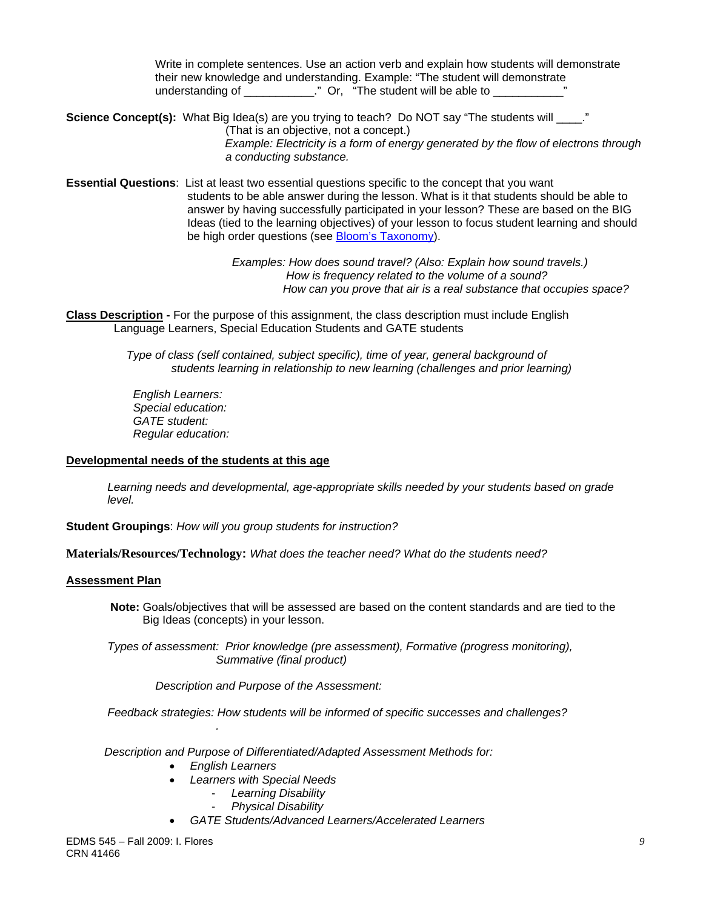Write in complete sentences. Use an action verb and explain how students will demonstrate their new knowledge and understanding. Example: "The student will demonstrate understanding of ___________." Or, "The student will be able to ___________"

**Science Concept(s):** What Big Idea(s) are you trying to teach? Do NOT say "The students will ____." (That is an objective, not a concept.)
*Example: Electricity is a form of energy generated by the flow of electrons through a conducting substance.*

**Essential Questions**: List at least two essential questions specific to the concept that you want students to be able answer during the lesson. What is it that students should be able to answer by having successfully participated in your lesson? These are based on the BIG Ideas (tied to the learning objectives) of your lesson to focus student learning and should be high order questions (see Bloom's Taxonomy).

*Examples: How does sound travel? (Also: Explain how sound travels.)*
*How is frequency related to the volume of a sound?*
*How can you prove that air is a real substance that occupies space?*

**Class Description -** For the purpose of this assignment, the class description must include English Language Learners, Special Education Students and GATE students

*Type of class (self contained, subject specific), time of year, general background of students learning in relationship to new learning (challenges and prior learning)*

*English Learners:*
*Special education:*
*GATE student:*
*Regular education:*

**Developmental needs of the students at this age**

*Learning needs and developmental, age-appropriate skills needed by your students based on grade level.*

**Student Groupings**: *How will you group students for instruction?*

**Materials/Resources/Technology:** *What does the teacher need? What do the students need?*

**Assessment Plan**

**Note:** Goals/objectives that will be assessed are based on the content standards and are tied to the Big Ideas (concepts) in your lesson.

*Types of assessment: Prior knowledge (pre assessment), Formative (progress monitoring), Summative (final product)*

*Description and Purpose of the Assessment:*

*Feedback strategies: How students will be informed of specific successes and challenges?*

*Description and Purpose of Differentiated/Adapted Assessment Methods for:*

- *English Learners*
- *Learners with Special Needs*
  - *Learning Disability*
  - *Physical Disability*
- *GATE Students/Advanced Learners/Accelerated Learners*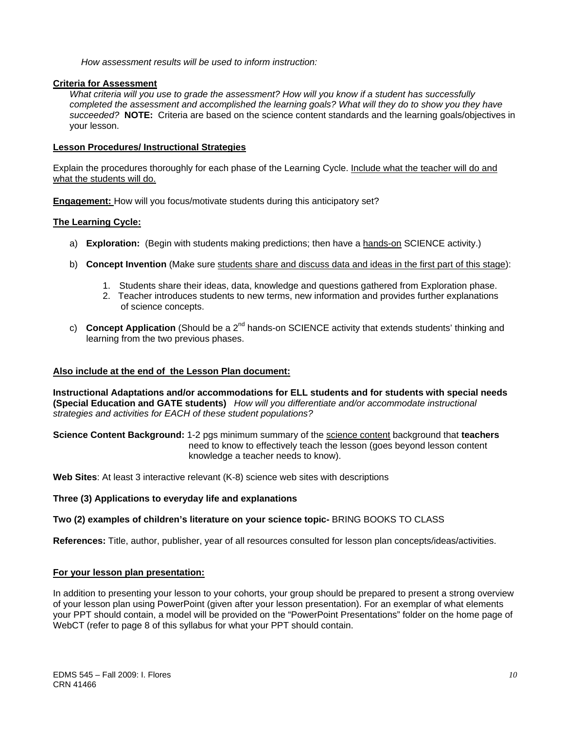*How assessment results will be used to inform instruction:*

**Criteria for Assessment**

*What criteria will you use to grade the assessment? How will you know if a student has successfully completed the assessment and accomplished the learning goals? What will they do to show you they have succeeded?* **NOTE:** Criteria are based on the science content standards and the learning goals/objectives in your lesson.

**Lesson Procedures/ Instructional Strategies**

Explain the procedures thoroughly for each phase of the Learning Cycle. Include what the teacher will do and what the students will do.

**Engagement:** How will you focus/motivate students during this anticipatory set?

**The Learning Cycle:**

a) **Exploration:** (Begin with students making predictions; then have a hands-on SCIENCE activity.)

b) **Concept Invention** (Make sure students share and discuss data and ideas in the first part of this stage):

   1. Students share their ideas, data, knowledge and questions gathered from Exploration phase.
   2. Teacher introduces students to new terms, new information and provides further explanations of science concepts.

c) **Concept Application** (Should be a 2nd hands-on SCIENCE activity that extends students' thinking and learning from the two previous phases.

**Also include at the end of the Lesson Plan document:**

**Instructional Adaptations and/or accommodations for ELL students and for students with special needs (Special Education and GATE students)** *How will you differentiate and/or accommodate instructional strategies and activities for EACH of these student populations?*

**Science Content Background:** 1-2 pgs minimum summary of the science content background that **teachers** need to know to effectively teach the lesson (goes beyond lesson content knowledge a teacher needs to know).

**Web Sites**: At least 3 interactive relevant (K-8) science web sites with descriptions

**Three (3) Applications to everyday life and explanations**

**Two (2) examples of children's literature on your science topic-** BRING BOOKS TO CLASS

**References:** Title, author, publisher, year of all resources consulted for lesson plan concepts/ideas/activities.

**For your lesson plan presentation:**

In addition to presenting your lesson to your cohorts, your group should be prepared to present a strong overview of your lesson plan using PowerPoint (given after your lesson presentation). For an exemplar of what elements your PPT should contain, a model will be provided on the "PowerPoint Presentations" folder on the home page of WebCT (refer to page 8 of this syllabus for what your PPT should contain.

EDMS 545 – Fall 2009: I. Flores
CRN 41466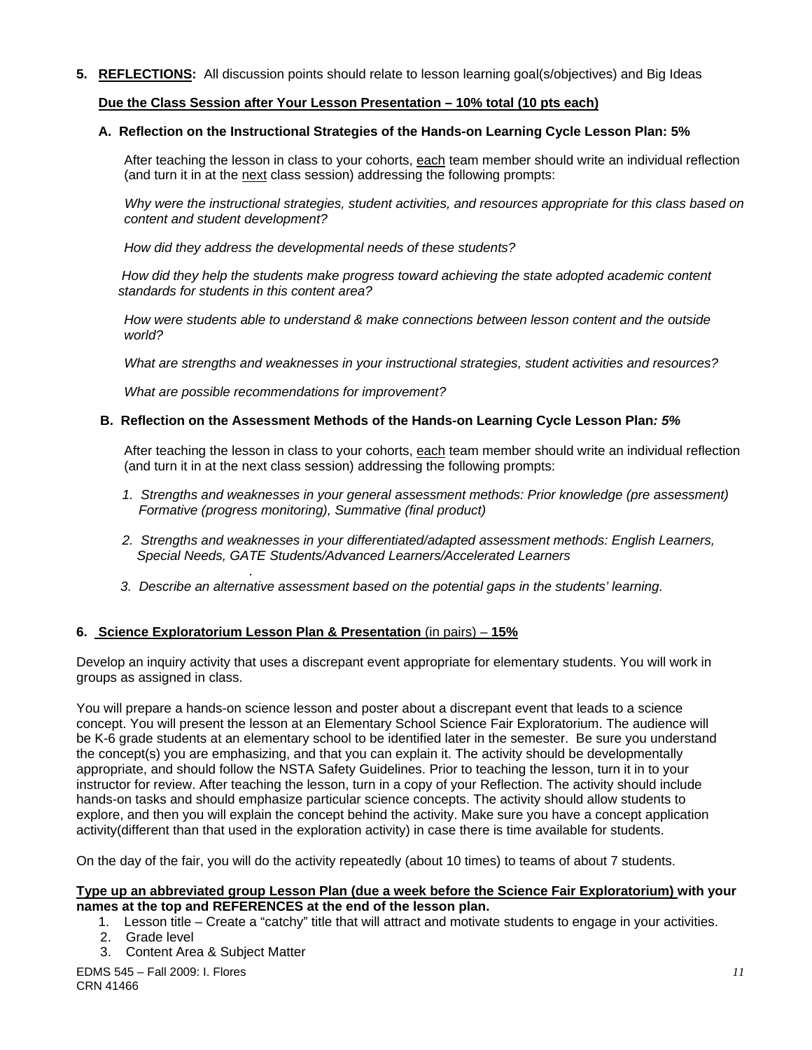**5. <u>REFLECTIONS</u>:** All discussion points should relate to lesson learning goal(s/objectives) and Big Ideas

**<u>Due the Class Session after Your Lesson Presentation – 10% total (10 pts each)</u>**

**A. Reflection on the Instructional Strategies of the Hands-on Learning Cycle Lesson Plan: 5%**

After teaching the lesson in class to your cohorts, <u>each</u> team member should write an individual reflection (and turn it in at the <u>next</u> class session) addressing the following prompts:

*Why were the instructional strategies, student activities, and resources appropriate for this class based on content and student development?*

*How did they address the developmental needs of these students?*

*How did they help the students make progress toward achieving the state adopted academic content standards for students in this content area?*

*How were students able to understand & make connections between lesson content and the outside world?*

*What are strengths and weaknesses in your instructional strategies, student activities and resources?*

*What are possible recommendations for improvement?*

**B. Reflection on the Assessment Methods of the Hands-on Learning Cycle Lesson Plan*: 5%***

After teaching the lesson in class to your cohorts, <u>each</u> team member should write an individual reflection (and turn it in at the next class session) addressing the following prompts:

1. *Strengths and weaknesses in your general assessment methods: Prior knowledge (pre assessment) Formative (progress monitoring), Summative (final product)*
2. *Strengths and weaknesses in your differentiated/adapted assessment methods: English Learners, Special Needs, GATE Students/Advanced Learners/Accelerated Learners*
3. *Describe an alternative assessment based on the potential gaps in the students' learning.*

**6. <u>Science Exploratorium Lesson Plan & Presentation</u>** <u>(in pairs) –</u> **<u>15%</u>**

Develop an inquiry activity that uses a discrepant event appropriate for elementary students. You will work in groups as assigned in class.

You will prepare a hands-on science lesson and poster about a discrepant event that leads to a science concept. You will present the lesson at an Elementary School Science Fair Exploratorium. The audience will be K-6 grade students at an elementary school to be identified later in the semester. Be sure you understand the concept(s) you are emphasizing, and that you can explain it. The activity should be developmentally appropriate, and should follow the NSTA Safety Guidelines. Prior to teaching the lesson, turn it in to your instructor for review. After teaching the lesson, turn in a copy of your Reflection. The activity should include hands-on tasks and should emphasize particular science concepts. The activity should allow students to explore, and then you will explain the concept behind the activity. Make sure you have a concept application activity(different than that used in the exploration activity) in case there is time available for students.

On the day of the fair, you will do the activity repeatedly (about 10 times) to teams of about 7 students.

**<u>Type up an abbreviated group Lesson Plan (due a week before the Science Fair Exploratorium)</u> with your names at the top and REFERENCES at the end of the lesson plan.**

1. Lesson title – Create a "catchy" title that will attract and motivate students to engage in your activities.
2. Grade level
3. Content Area & Subject Matter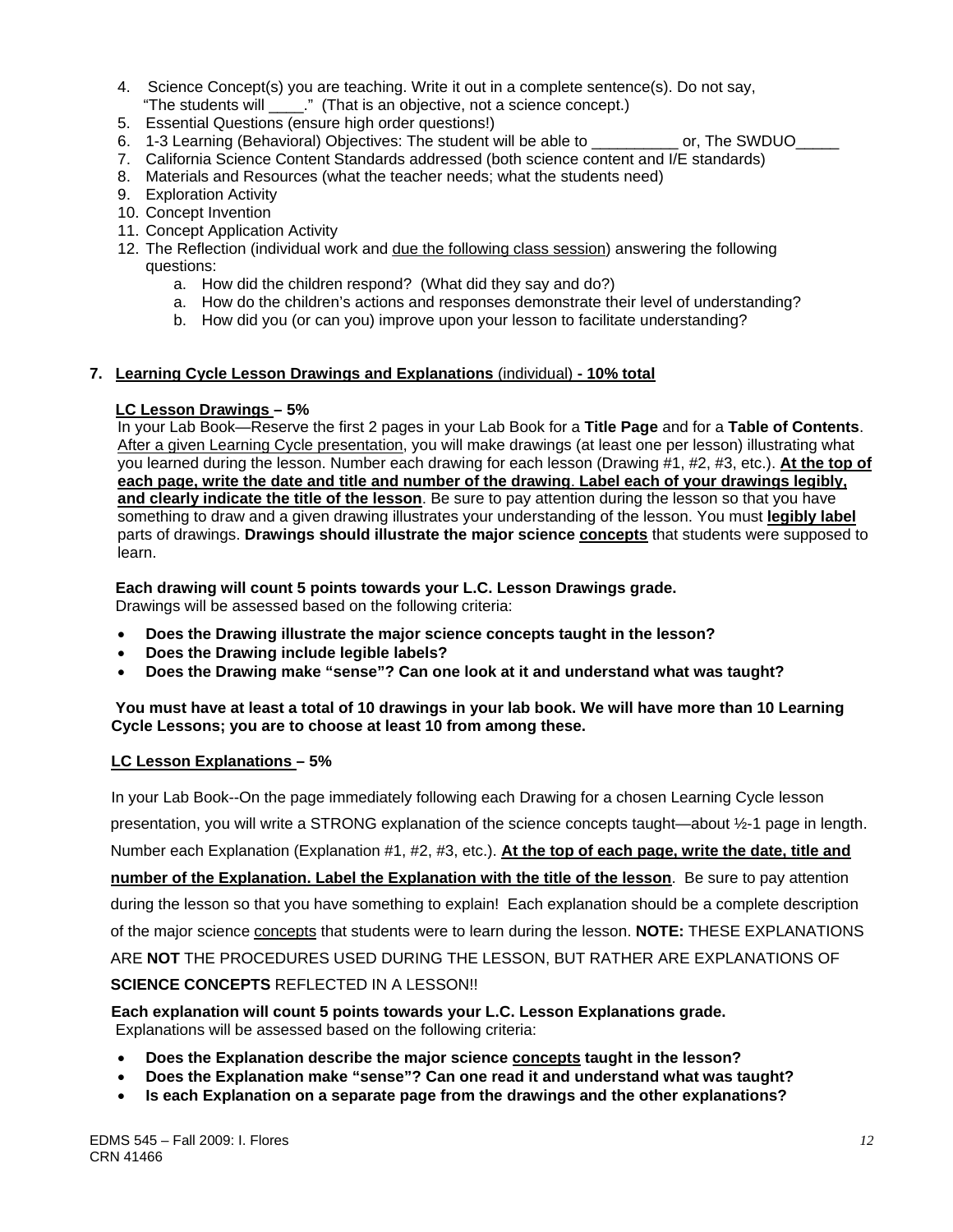4. Science Concept(s) you are teaching. Write it out in a complete sentence(s). Do not say, "The students will ____." (That is an objective, not a science concept.)
5. Essential Questions (ensure high order questions!)
6. 1-3 Learning (Behavioral) Objectives: The student will be able to __________ or, The SWDUO_____
7. California Science Content Standards addressed (both science content and I/E standards)
8. Materials and Resources (what the teacher needs; what the students need)
9. Exploration Activity
10. Concept Invention
11. Concept Application Activity
12. The Reflection (individual work and <u>due the following class session</u>) answering the following questions:
    a. How did the children respond? (What did they say and do?)
    a. How do the children's actions and responses demonstrate their level of understanding?
    b. How did you (or can you) improve upon your lesson to facilitate understanding?

**7. <u>Learning Cycle Lesson Drawings and Explanations</u>** <u>(individual)</u> **<u>- 10% total</u>**

**<u>LC Lesson Drawings</u> – 5%**

In your Lab Book—Reserve the first 2 pages in your Lab Book for a **Title Page** and for a **Table of Contents**. <u>After a given Learning Cycle presentation</u>, you will make drawings (at least one per lesson) illustrating what you learned during the lesson. Number each drawing for each lesson (Drawing #1, #2, #3, etc.). **<u>At the top of each page, write the date and title and number of the drawing</u>**. **<u>Label each of your drawings legibly, and clearly indicate the title of the lesson</u>**. Be sure to pay attention during the lesson so that you have something to draw and a given drawing illustrates your understanding of the lesson. You must **<u>legibly label</u>** parts of drawings. **Drawings should illustrate the major science <u>concepts</u>** that students were supposed to learn.

**Each drawing will count 5 points towards your L.C. Lesson Drawings grade.**
Drawings will be assessed based on the following criteria:

- **Does the Drawing illustrate the major science concepts taught in the lesson?**
- **Does the Drawing include legible labels?**
- **Does the Drawing make "sense"? Can one look at it and understand what was taught?**

**You must have at least a total of 10 drawings in your lab book. We will have more than 10 Learning Cycle Lessons; you are to choose at least 10 from among these.**

**<u>LC Lesson Explanations</u> – 5%**

In your Lab Book--On the page immediately following each Drawing for a chosen Learning Cycle lesson presentation, you will write a STRONG explanation of the science concepts taught—about ½-1 page in length. Number each Explanation (Explanation #1, #2, #3, etc.). **<u>At the top of each page, write the date, title and number of the Explanation. Label the Explanation with the title of the lesson</u>**. Be sure to pay attention during the lesson so that you have something to explain! Each explanation should be a complete description of the major science <u>concepts</u> that students were to learn during the lesson. **NOTE:** THESE EXPLANATIONS ARE **NOT** THE PROCEDURES USED DURING THE LESSON, BUT RATHER ARE EXPLANATIONS OF **SCIENCE CONCEPTS** REFLECTED IN A LESSON!!

**Each explanation will count 5 points towards your L.C. Lesson Explanations grade.**
Explanations will be assessed based on the following criteria:

- **Does the Explanation describe the major science <u>concepts</u> taught in the lesson?**
- **Does the Explanation make "sense"? Can one read it and understand what was taught?**
- **Is each Explanation on a separate page from the drawings and the other explanations?**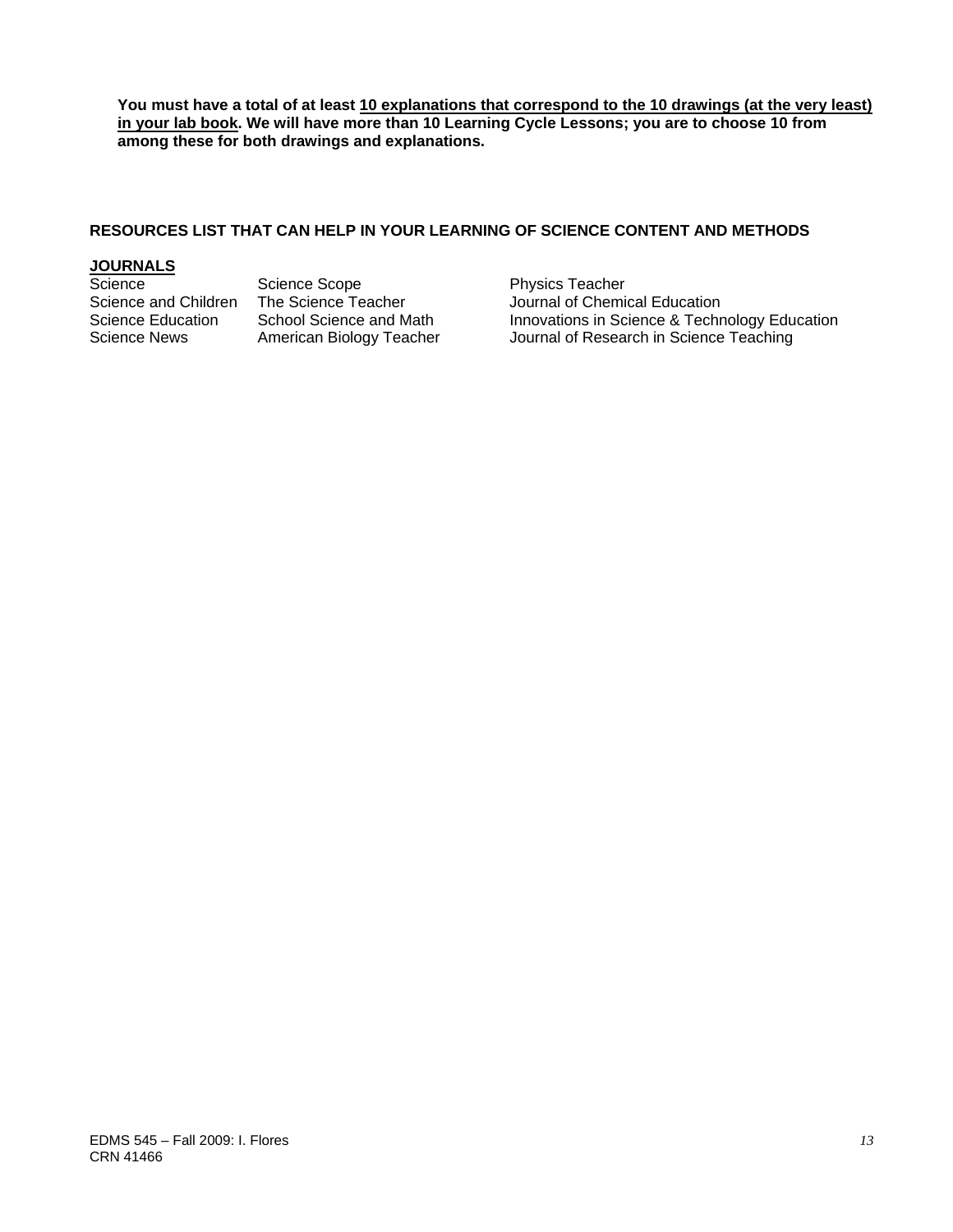**You must have a total of at least <u>10 explanations that correspond to the 10 drawings (at the very least) in your lab book</u>. We will have more than 10 Learning Cycle Lessons; you are to choose 10 from among these for both drawings and explanations.**

## RESOURCES LIST THAT CAN HELP IN YOUR LEARNING OF SCIENCE CONTENT AND METHODS

### <u>JOURNALS</u>

| | | |
|---|---|---|
| Science | Science Scope | Physics Teacher |
| Science and Children | The Science Teacher | Journal of Chemical Education |
| Science Education | School Science and Math | Innovations in Science & Technology Education |
| Science News | American Biology Teacher | Journal of Research in Science Teaching |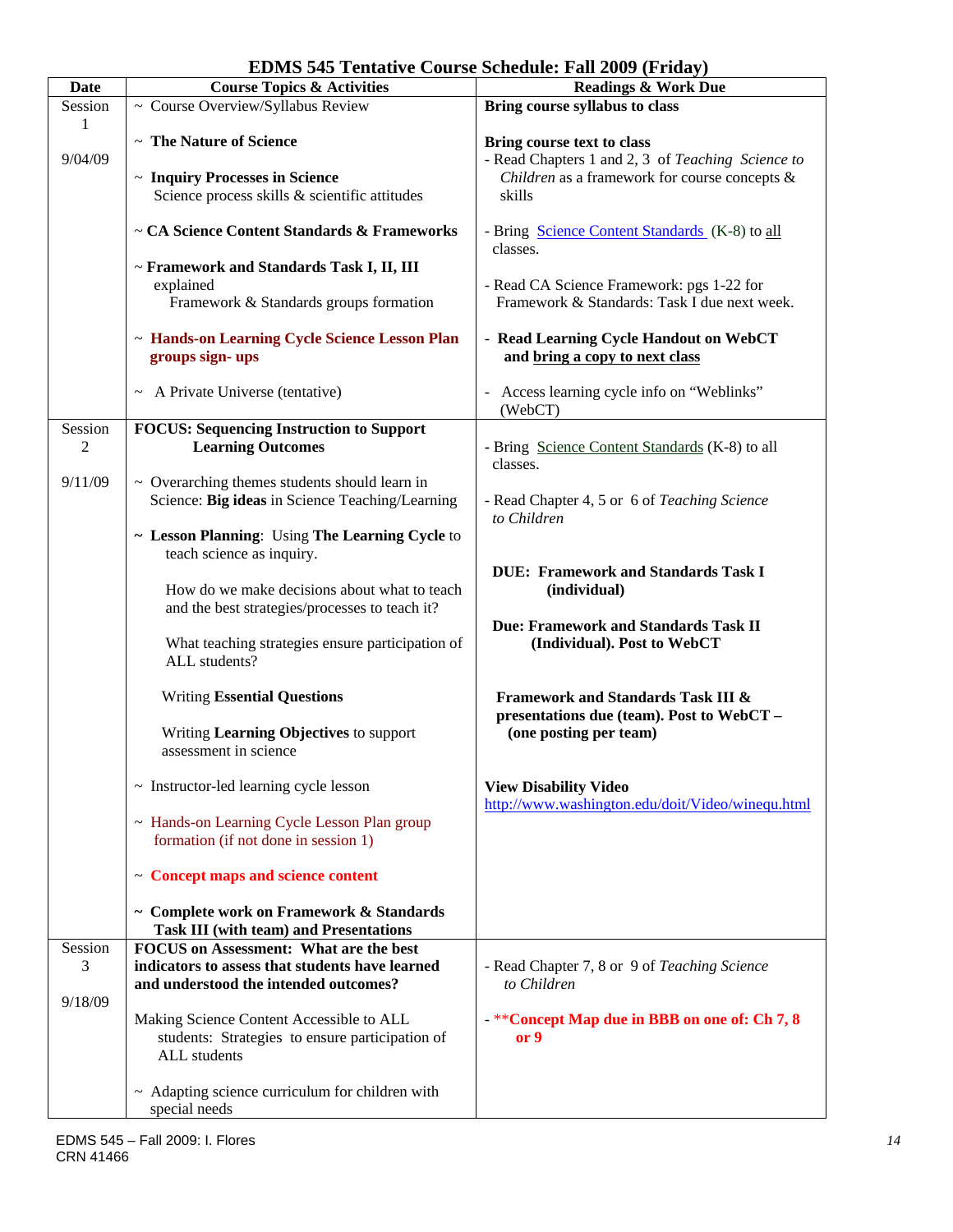# EDMS 545 Tentative Course Schedule: Fall 2009 (Friday)

| Date | Course Topics & Activities | Readings & Work Due |
|---|---|---|
| Session 1<br><br>9/04/09 | ~ Course Overview/Syllabus Review<br><br>~ **The Nature of Science**<br><br>~ **Inquiry Processes in Science**<br>Science process skills & scientific attitudes<br><br>~ **CA Science Content Standards & Frameworks**<br><br>~ **Framework and Standards Task I, II, III** explained<br>Framework & Standards groups formation<br><br>~ **Hands-on Learning Cycle Science Lesson Plan groups sign- ups**<br><br>~ A Private Universe (tentative) | **Bring course syllabus to class**<br><br>**Bring course text to class**<br>- Read Chapters 1 and 2, 3 of *Teaching Science to Children* as a framework for course concepts & skills<br><br>- Bring Science Content Standards (K-8) to all classes.<br><br>- Read CA Science Framework: pgs 1-22 for Framework & Standards: Task I due next week.<br><br>- **Read Learning Cycle Handout on WebCT and bring a copy to next class**<br><br>- Access learning cycle info on "Weblinks" (WebCT) |
| Session 2<br><br>9/11/09 | **FOCUS: Sequencing Instruction to Support Learning Outcomes**<br><br>~ Overarching themes students should learn in Science: **Big ideas** in Science Teaching/Learning<br><br>~ **Lesson Planning**: Using **The Learning Cycle** to teach science as inquiry.<br><br>How do we make decisions about what to teach and the best strategies/processes to teach it?<br><br>What teaching strategies ensure participation of ALL students?<br><br>Writing **Essential Questions**<br><br>Writing **Learning Objectives** to support assessment in science<br><br>~ Instructor-led learning cycle lesson<br><br>~ Hands-on Learning Cycle Lesson Plan group formation (if not done in session 1)<br><br>~ **Concept maps and science content**<br><br>~ **Complete work on Framework & Standards Task III (with team) and Presentations** | - Bring Science Content Standards (K-8) to all classes.<br><br>- Read Chapter 4, 5 or 6 of *Teaching Science to Children*<br><br>**DUE: Framework and Standards Task I (individual)**<br><br>**Due: Framework and Standards Task II (Individual). Post to WebCT**<br><br>**Framework and Standards Task III & presentations due (team). Post to WebCT – (one posting per team)**<br><br>**View Disability Video**<br>http://www.washington.edu/doit/Video/winequ.html |
| Session 3<br><br>9/18/09 | **FOCUS on Assessment: What are the best indicators to assess that students have learned and understood the intended outcomes?**<br><br>Making Science Content Accessible to ALL students: Strategies to ensure participation of ALL students<br><br>~ Adapting science curriculum for children with special needs | - Read Chapter 7, 8 or 9 of *Teaching Science to Children*<br><br>- **\*\*Concept Map due in BBB on one of: Ch 7, 8 or 9** |

EDMS 545 – Fall 2009: I. Flores
CRN 41466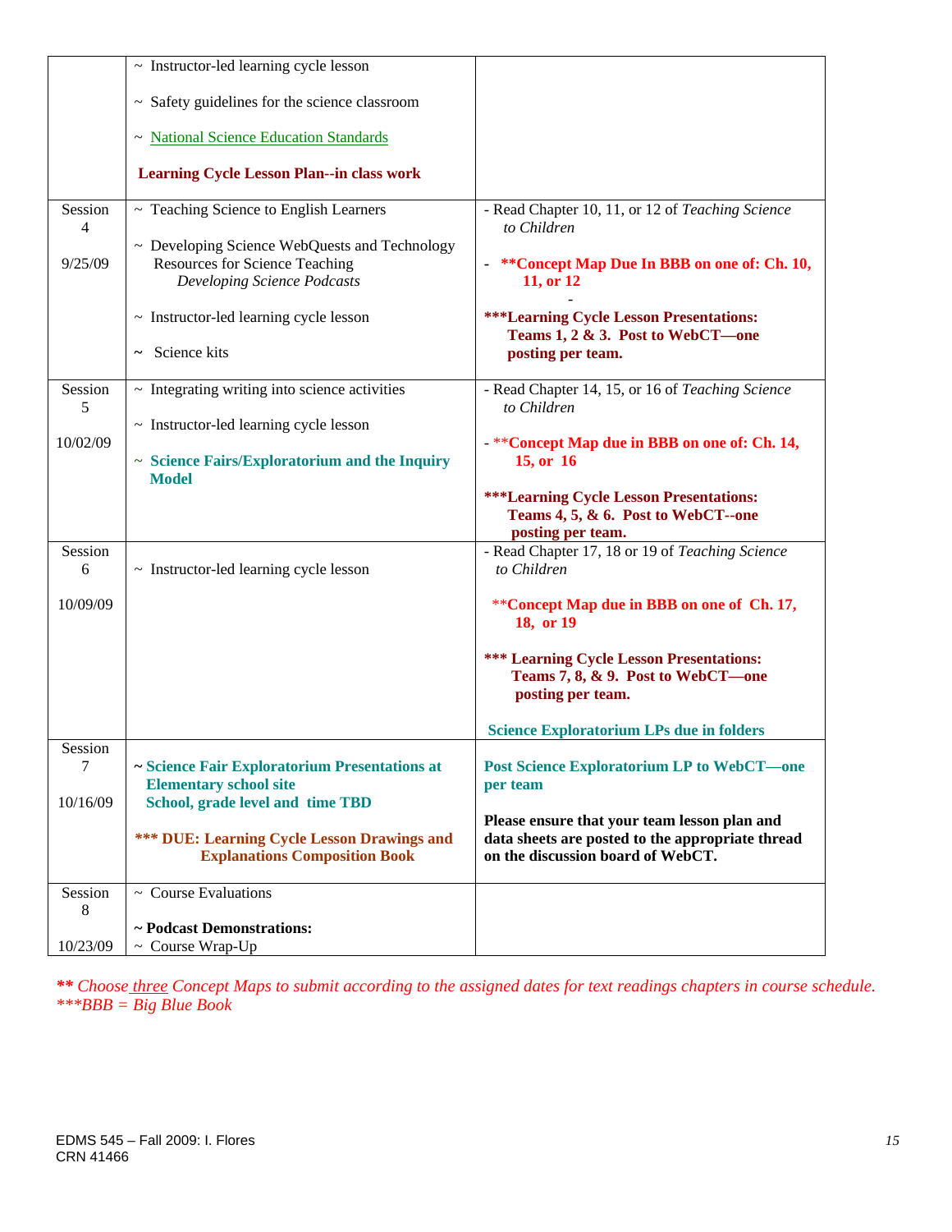| | | |
|---|---|---|
| | ~ Instructor-led learning cycle lesson<br><br>~ Safety guidelines for the science classroom<br><br>~ National Science Education Standards<br><br>**Learning Cycle Lesson Plan--in class work** | |
| Session 4<br><br>9/25/09 | ~ Teaching Science to English Learners<br><br>~ Developing Science WebQuests and Technology Resources for Science Teaching *Developing Science Podcasts*<br><br>~ Instructor-led learning cycle lesson<br><br>~ Science kits | - Read Chapter 10, 11, or 12 of *Teaching Science to Children*<br><br>- **\*\*Concept Map Due In BBB on one of: Ch. 10, 11, or 12**<br>-<br>**\*\*\*Learning Cycle Lesson Presentations: Teams 1, 2 & 3. Post to WebCT—one posting per team.** |
| Session 5<br><br>10/02/09 | ~ Integrating writing into science activities<br><br>~ Instructor-led learning cycle lesson<br><br>~ **Science Fairs/Exploratorium and the Inquiry Model** | - Read Chapter 14, 15, or 16 of *Teaching Science to Children*<br><br>- \*\***Concept Map due in BBB on one of: Ch. 14, 15, or 16**<br><br>**\*\*\*Learning Cycle Lesson Presentations: Teams 4, 5, & 6. Post to WebCT--one posting per team.** |
| Session 6<br><br>10/09/09 | ~ Instructor-led learning cycle lesson | - Read Chapter 17, 18 or 19 of *Teaching Science to Children*<br><br>\*\***Concept Map due in BBB on one of Ch. 17, 18, or 19**<br><br>**\*\*\* Learning Cycle Lesson Presentations: Teams 7, 8, & 9. Post to WebCT—one posting per team.**<br><br>**Science Exploratorium LPs due in folders** |
| Session 7<br><br>10/16/09 | ~ **Science Fair Exploratorium Presentations at Elementary school site School, grade level and time TBD**<br><br>**\*\*\* DUE: Learning Cycle Lesson Drawings and Explanations Composition Book** | **Post Science Exploratorium LP to WebCT—one per team**<br><br>**Please ensure that your team lesson plan and data sheets are posted to the appropriate thread on the discussion board of WebCT.** |
| Session 8<br><br>10/23/09 | ~ Course Evaluations<br><br>**~ Podcast Demonstrations:**<br>~ Course Wrap-Up | |

***\*\* Choose three Concept Maps to submit according to the assigned dates for text readings chapters in course schedule.***
*\*\*\*BBB = Big Blue Book*

EDMS 545 – Fall 2009: I. Flores
CRN 41466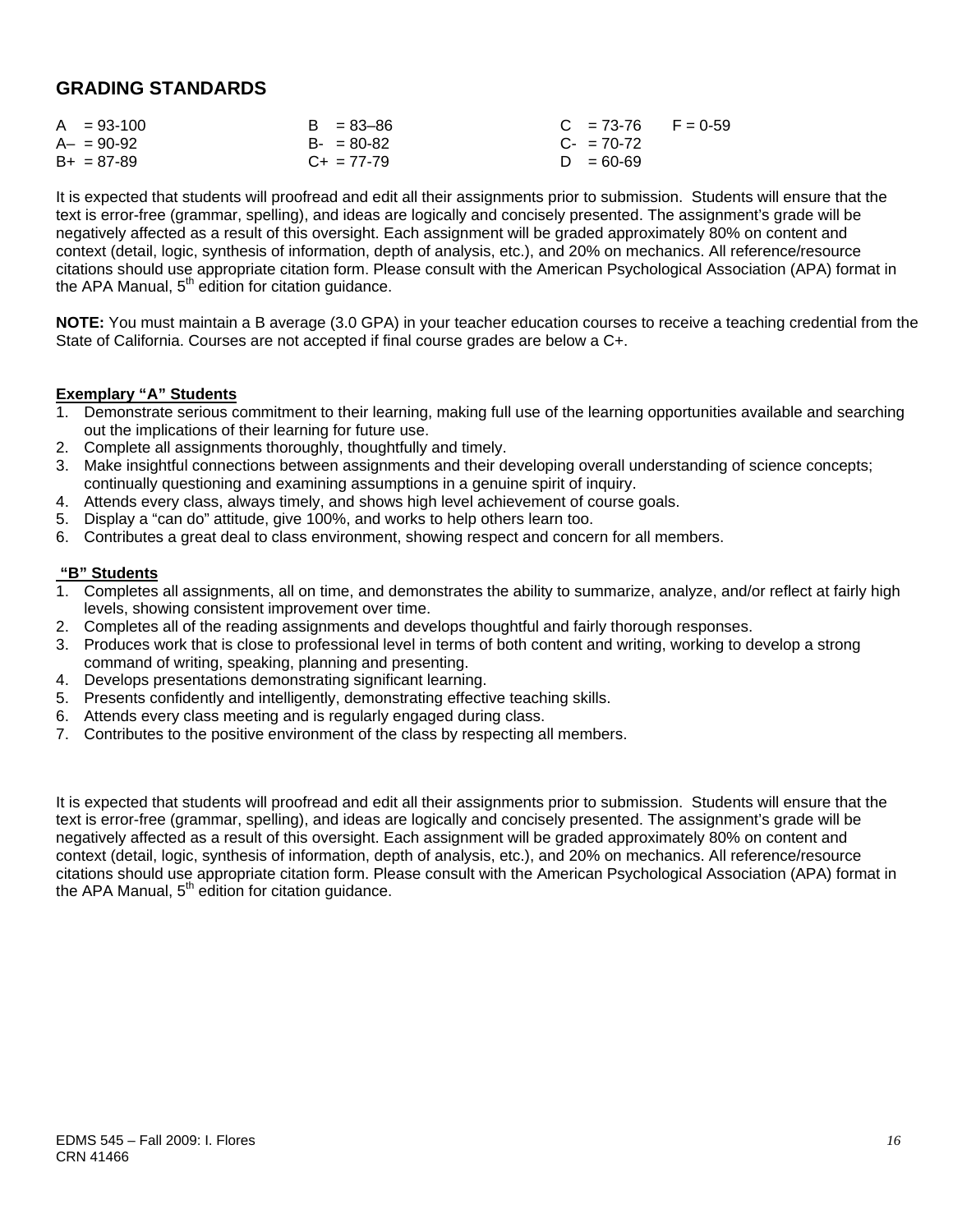## GRADING STANDARDS

| | | | |
|---|---|---|---|
| A = 93-100 | B = 83–86 | C = 73-76 | F = 0-59 |
| A– = 90-92 | B- = 80-82 | C- = 70-72 | |
| B+ = 87-89 | C+ = 77-79 | D = 60-69 | |

It is expected that students will proofread and edit all their assignments prior to submission. Students will ensure that the text is error-free (grammar, spelling), and ideas are logically and concisely presented. The assignment's grade will be negatively affected as a result of this oversight. Each assignment will be graded approximately 80% on content and context (detail, logic, synthesis of information, depth of analysis, etc.), and 20% on mechanics. All reference/resource citations should use appropriate citation form. Please consult with the American Psychological Association (APA) format in the APA Manual, 5th edition for citation guidance.

**NOTE:** You must maintain a B average (3.0 GPA) in your teacher education courses to receive a teaching credential from the State of California. Courses are not accepted if final course grades are below a C+.

**Exemplary "A" Students**

1. Demonstrate serious commitment to their learning, making full use of the learning opportunities available and searching out the implications of their learning for future use.
2. Complete all assignments thoroughly, thoughtfully and timely.
3. Make insightful connections between assignments and their developing overall understanding of science concepts; continually questioning and examining assumptions in a genuine spirit of inquiry.
4. Attends every class, always timely, and shows high level achievement of course goals.
5. Display a "can do" attitude, give 100%, and works to help others learn too.
6. Contributes a great deal to class environment, showing respect and concern for all members.

**"B" Students**

1. Completes all assignments, all on time, and demonstrates the ability to summarize, analyze, and/or reflect at fairly high levels, showing consistent improvement over time.
2. Completes all of the reading assignments and develops thoughtful and fairly thorough responses.
3. Produces work that is close to professional level in terms of both content and writing, working to develop a strong command of writing, speaking, planning and presenting.
4. Develops presentations demonstrating significant learning.
5. Presents confidently and intelligently, demonstrating effective teaching skills.
6. Attends every class meeting and is regularly engaged during class.
7. Contributes to the positive environment of the class by respecting all members.

It is expected that students will proofread and edit all their assignments prior to submission. Students will ensure that the text is error-free (grammar, spelling), and ideas are logically and concisely presented. The assignment's grade will be negatively affected as a result of this oversight. Each assignment will be graded approximately 80% on content and context (detail, logic, synthesis of information, depth of analysis, etc.), and 20% on mechanics. All reference/resource citations should use appropriate citation form. Please consult with the American Psychological Association (APA) format in the APA Manual, 5th edition for citation guidance.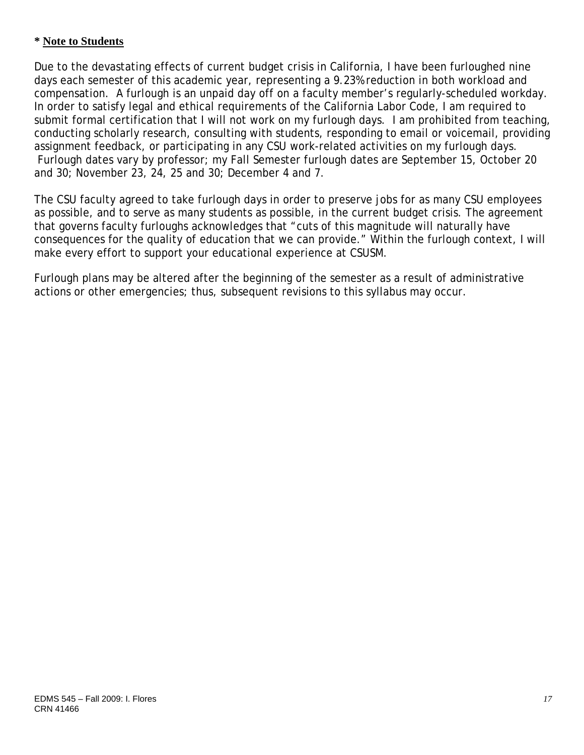**\* Note to Students**

Due to the devastating effects of current budget crisis in California, I have been furloughed nine days each semester of this academic year, representing a 9.23% reduction in both workload and compensation. A furlough is an unpaid day off on a faculty member's regularly-scheduled workday. In order to satisfy legal and ethical requirements of the California Labor Code, I am required to submit formal certification that I will not work on my furlough days. I am prohibited from teaching, conducting scholarly research, consulting with students, responding to email or voicemail, providing assignment feedback, or participating in any CSU work-related activities on my furlough days. Furlough dates vary by professor; my Fall Semester furlough dates are September 15, October 20 and 30; November 23, 24, 25 and 30; December 4 and 7.

The CSU faculty agreed to take furlough days in order to preserve jobs for as many CSU employees as possible, and to serve as many students as possible, in the current budget crisis. The agreement that governs faculty furloughs acknowledges that "cuts of this magnitude will naturally have consequences for the quality of education that we can provide." Within the furlough context, I will make every effort to support your educational experience at CSUSM.

Furlough plans may be altered after the beginning of the semester as a result of administrative actions or other emergencies; thus, subsequent revisions to this syllabus may occur.